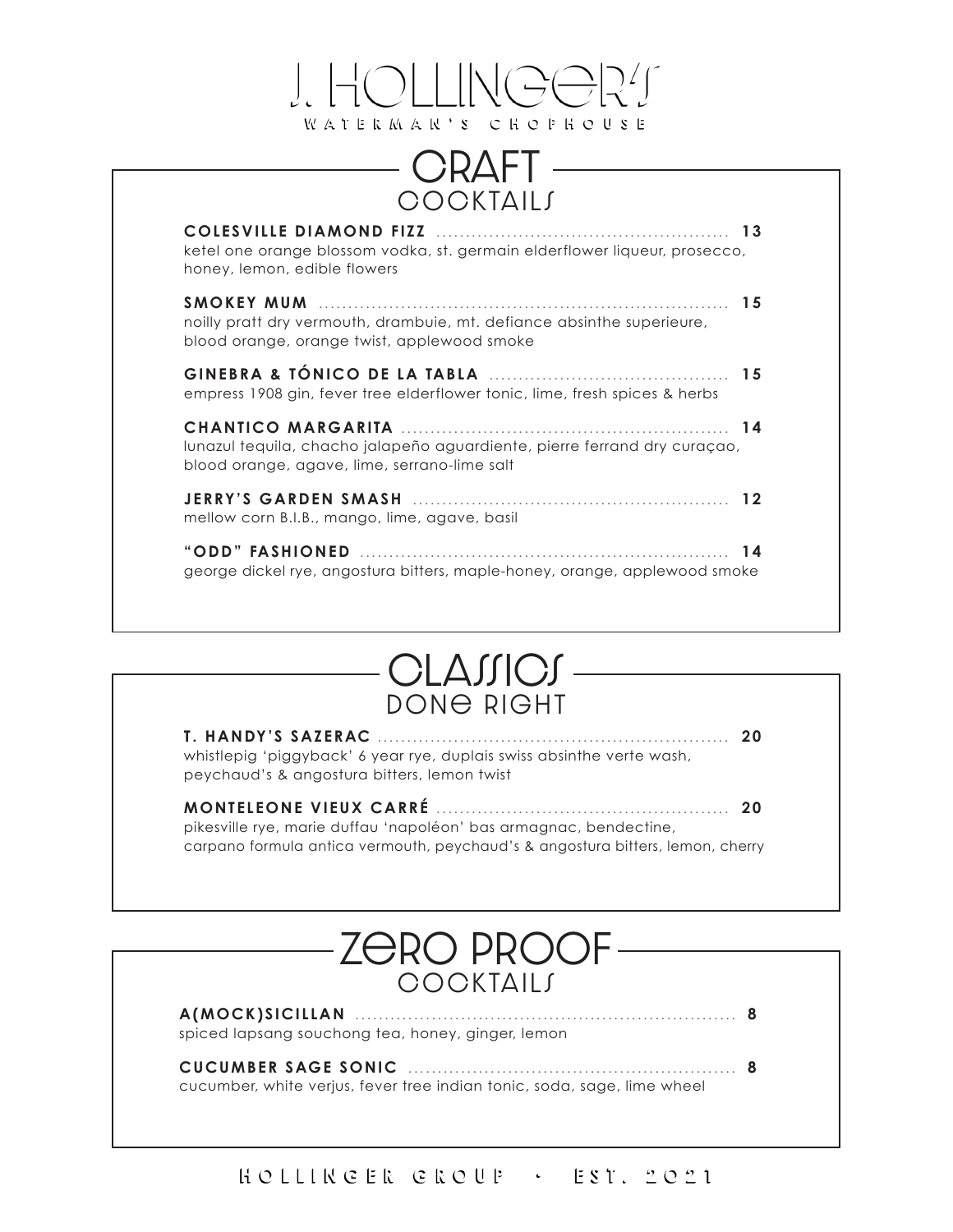# J. HOLLINGER'S

WATERMAN'S CHOPHOUSE

## CRAFT COCKTAILS

**COLESVILLE DIAMOND FIZZ** ................................................ **13**
ketel one orange blossom vodka, st. germain elderflower liqueur, prosecco, honey, lemon, edible flowers

**SMOKEY MUM** ................................................ **15**
noilly pratt dry vermouth, drambuie, mt. defiance absinthe superieure, blood orange, orange twist, applewood smoke

**GINEBRA & TÓNICO DE LA TABLA** ................................................ **15**
empress 1908 gin, fever tree elderflower tonic, lime, fresh spices & herbs

**CHANTICO MARGARITA** ................................................ **14**
lunazul tequila, chacho jalapeño aguardiente, pierre ferrand dry curaçao, blood orange, agave, lime, serrano-lime salt

**JERRY'S GARDEN SMASH** ................................................ **12**
mellow corn B.I.B., mango, lime, agave, basil

**"ODD" FASHIONED** ................................................ **14**
george dickel rye, angostura bitters, maple-honey, orange, applewood smoke

## CLASSICS DONE RIGHT

**T. HANDY'S SAZERAC** ................................................ **20**
whistlepig 'piggyback' 6 year rye, duplais swiss absinthe verte wash, peychaud's & angostura bitters, lemon twist

**MONTELEONE VIEUX CARRÉ** ................................................ **20**
pikesville rye, marie duffau 'napoléon' bas armagnac, bendectine, carpano formula antica vermouth, peychaud's & angostura bitters, lemon, cherry

## ZERO PROOF COCKTAILS

**A(MOCK)SICILLAN** ................................................ **8**
spiced lapsang souchong tea, honey, ginger, lemon

**CUCUMBER SAGE SONIC** ................................................ **8**
cucumber, white verjus, fever tree indian tonic, soda, sage, lime wheel

HOLLINGER GROUP • EST. 2021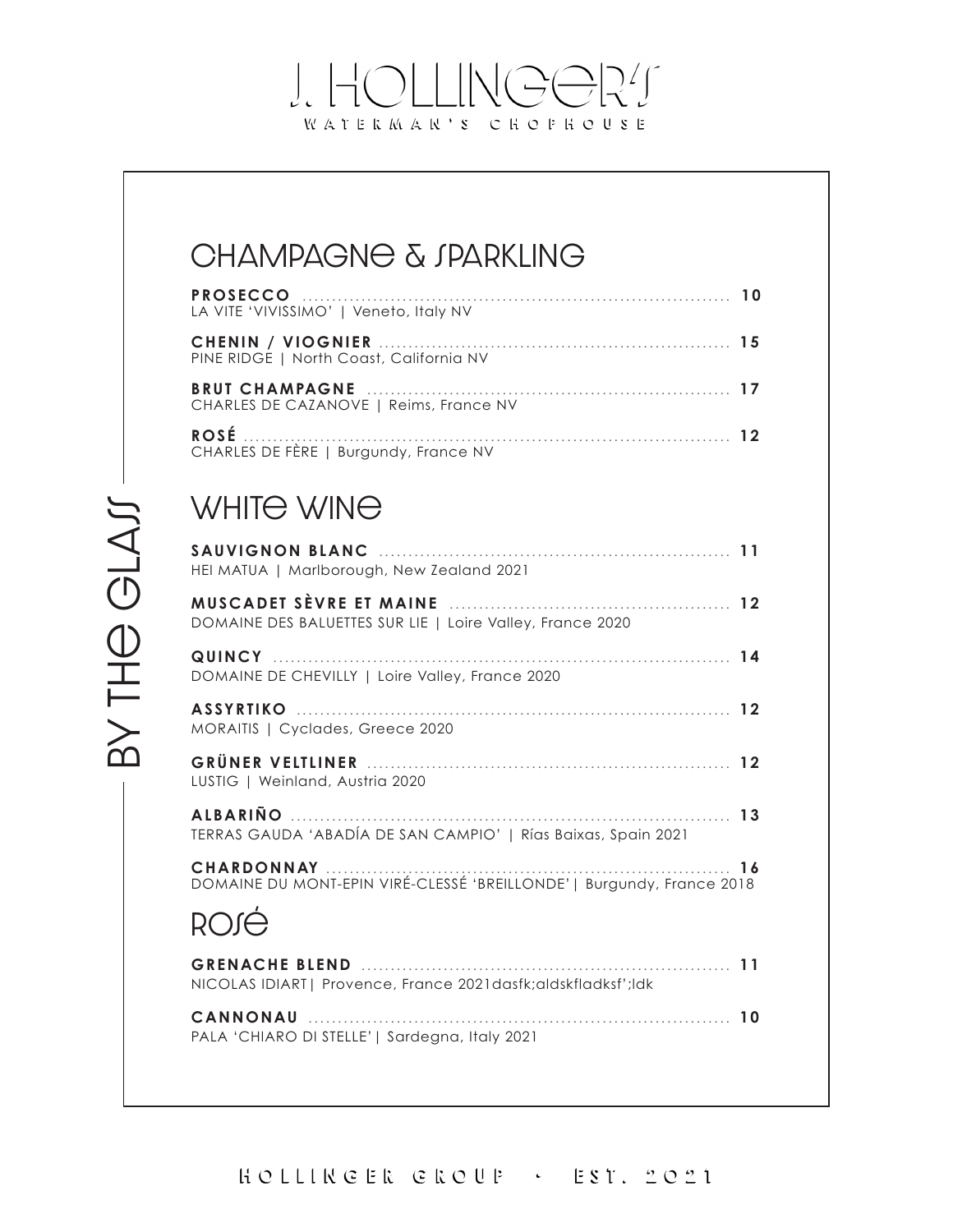# J. HOLLINGER'S

WATERMAN'S CHOPHOUSE

BY THE GLASS

## CHAMPAGNE & SPARKLING

**PROSECCO** ........ 10
LA VITE 'VIVISSIMO' | Veneto, Italy NV

**CHENIN / VIOGNIER** ........ 15
PINE RIDGE | North Coast, California NV

**BRUT CHAMPAGNE** ........ 17
CHARLES DE CAZANOVE | Reims, France NV

**ROSÉ** ........ 12
CHARLES DE FÈRE | Burgundy, France NV

## WHITE WINE

**SAUVIGNON BLANC** ........ 11
HEI MATUA | Marlborough, New Zealand 2021

**MUSCADET SÈVRE ET MAINE** ........ 12
DOMAINE DES BALUETTES SUR LIE | Loire Valley, France 2020

**QUINCY** ........ 14
DOMAINE DE CHEVILLY | Loire Valley, France 2020

**ASSYRTIKO** ........ 12
MORAITIS | Cyclades, Greece 2020

**GRÜNER VELTLINER** ........ 12
LUSTIG | Weinland, Austria 2020

**ALBARIÑO** ........ 13
TERRAS GAUDA 'ABADÍA DE SAN CAMPIO' | Rías Baixas, Spain 2021

**CHARDONNAY** ........ 16
DOMAINE DU MONT-EPIN VIRÉ-CLESSÉ 'BREILLONDE'| Burgundy, France 2018

## ROSÉ

**GRENACHE BLEND** ........ 11
NICOLAS IDIART| Provence, France 2021dasfk;aldskfladksf';ldk

**CANNONAU** ........ 10
PALA 'CHIARO DI STELLE'| Sardegna, Italy 2021

HOLLINGER GROUP • EST. 2021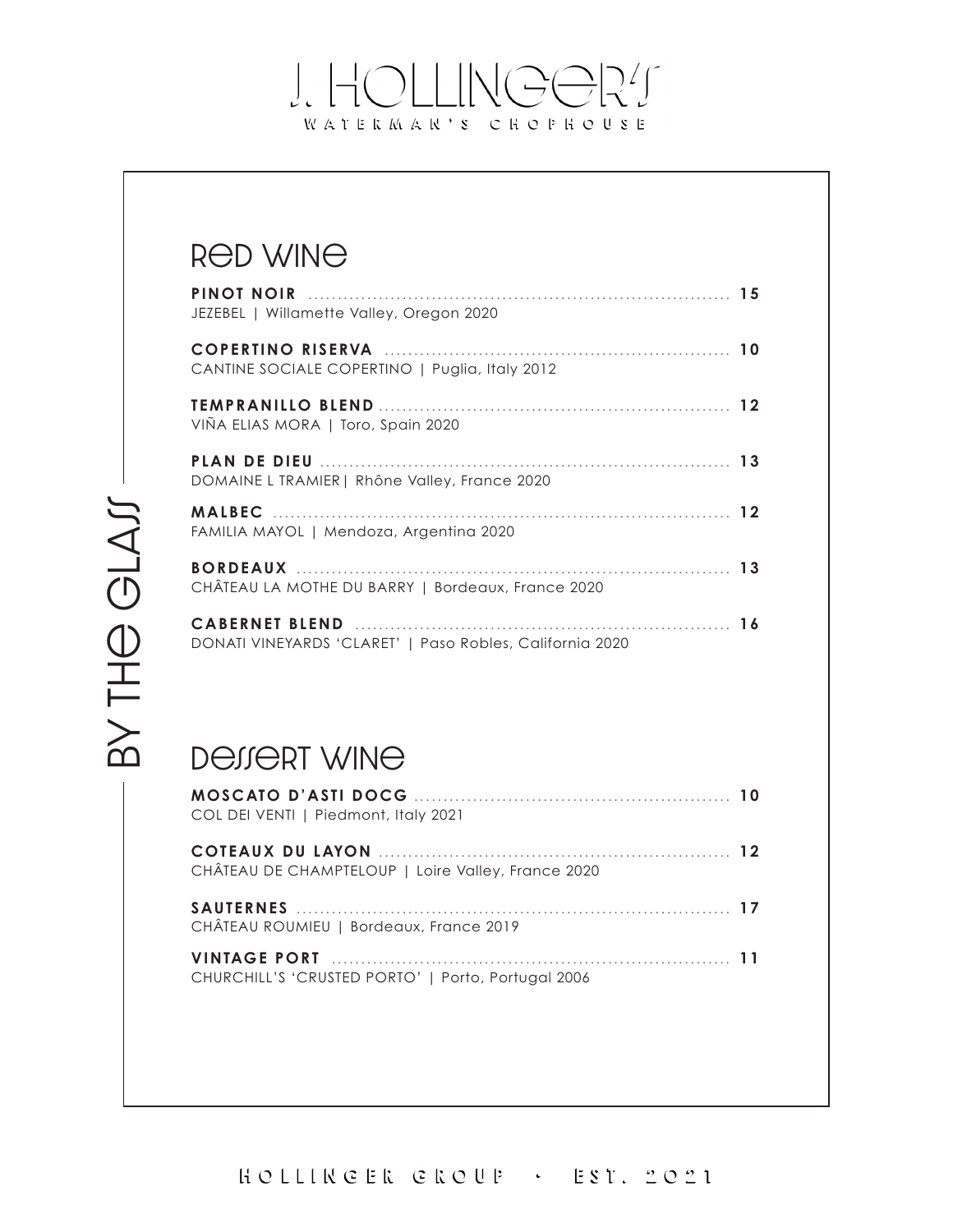# J. HOLLINGER'S

WATERMAN'S CHOPHOUSE

BY THE GLASS

## RED WINE

**PINOT NOIR** ........ 15
JEZEBEL | Willamette Valley, Oregon 2020

**COPERTINO RISERVA** ........ 10
CANTINE SOCIALE COPERTINO | Puglia, Italy 2012

**TEMPRANILLO BLEND** ........ 12
VIÑA ELIAS MORA | Toro, Spain 2020

**PLAN DE DIEU** ........ 13
DOMAINE L TRAMIER| Rhône Valley, France 2020

**MALBEC** ........ 12
FAMILIA MAYOL | Mendoza, Argentina 2020

**BORDEAUX** ........ 13
CHÂTEAU LA MOTHE DU BARRY | Bordeaux, France 2020

**CABERNET BLEND** ........ 16
DONATI VINEYARDS 'CLARET' | Paso Robles, California 2020

## DESSERT WINE

**MOSCATO D'ASTI DOCG** ........ 10
COL DEI VENTI | Piedmont, Italy 2021

**COTEAUX DU LAYON** ........ 12
CHÂTEAU DE CHAMPTELOUP | Loire Valley, France 2020

**SAUTERNES** ........ 17
CHÂTEAU ROUMIEU | Bordeaux, France 2019

**VINTAGE PORT** ........ 11
CHURCHILL'S 'CRUSTED PORTO' | Porto, Portugal 2006

HOLLINGER GROUP • EST. 2021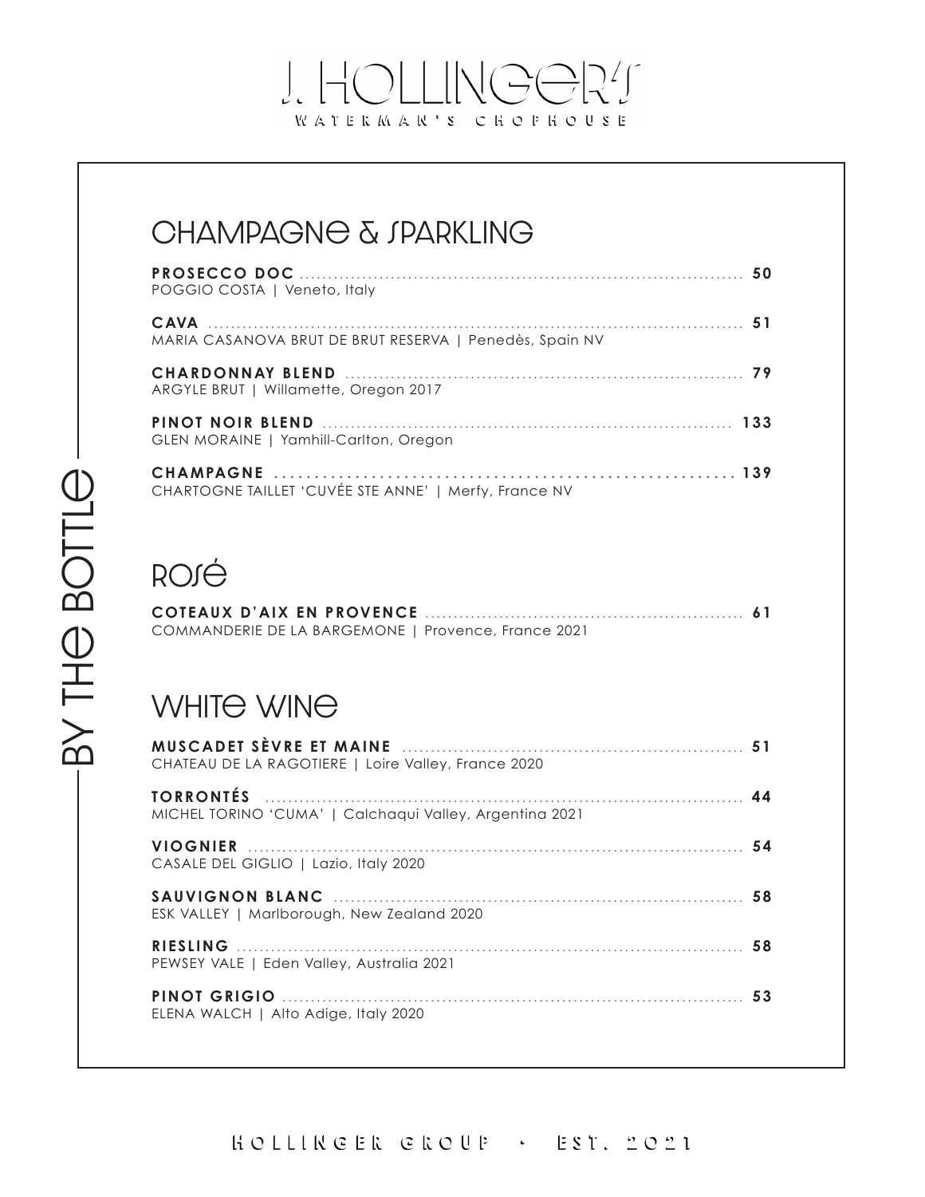# J. HOLLINGER'S

WATERMAN'S CHOPHOUSE

BY THE BOTTLE

## CHAMPAGNE & SPARKLING

**PROSECCO DOC** ........ 50
POGGIO COSTA | Veneto, Italy

**CAVA** ........ 51
MARIA CASANOVA BRUT DE BRUT RESERVA | Penedès, Spain NV

**CHARDONNAY BLEND** ........ 79
ARGYLE BRUT | Willamette, Oregon 2017

**PINOT NOIR BLEND** ........ 133
GLEN MORAINE | Yamhill-Carlton, Oregon

**CHAMPAGNE** ........ 139
CHARTOGNE TAILLET 'CUVÉE STE ANNE' | Merfy, France NV

## ROSÉ

**COTEAUX D'AIX EN PROVENCE** ........ 61
COMMANDERIE DE LA BARGEMONE | Provence, France 2021

## WHITE WINE

**MUSCADET SÈVRE ET MAINE** ........ 51
CHATEAU DE LA RAGOTIERE | Loire Valley, France 2020

**TORRONTÉS** ........ 44
MICHEL TORINO 'CUMA' | Calchaqui Valley, Argentina 2021

**VIOGNIER** ........ 54
CASALE DEL GIGLIO | Lazio, Italy 2020

**SAUVIGNON BLANC** ........ 58
ESK VALLEY | Marlborough, New Zealand 2020

**RIESLING** ........ 58
PEWSEY VALE | Eden Valley, Australia 2021

**PINOT GRIGIO** ........ 53
ELENA WALCH | Alto Adige, Italy 2020

HOLLINGER GROUP • EST. 2021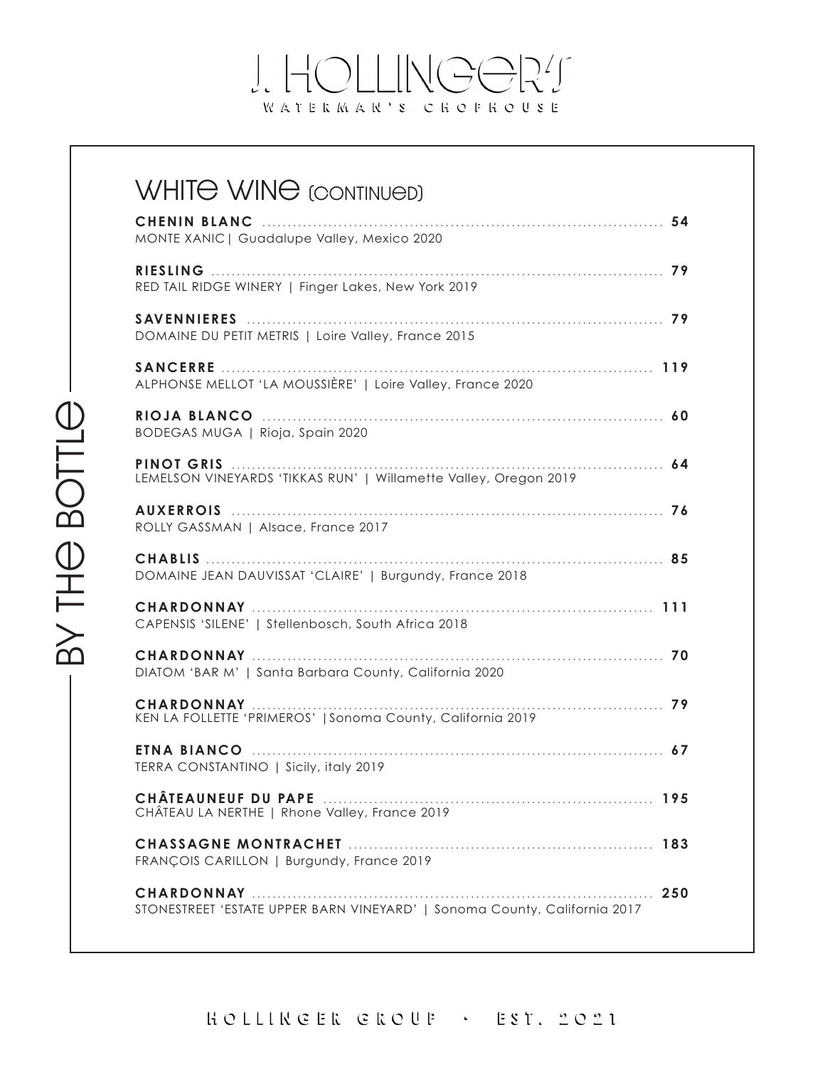# J. HOLLINGER'S

WATERMAN'S CHOPHOUSE

## BY THE BOTTLE

## WHITE WINE (CONTINUED)

**CHENIN BLANC** ........ **54**
MONTE XANIC| Guadalupe Valley, Mexico 2020

**RIESLING** ........ **79**
RED TAIL RIDGE WINERY | Finger Lakes, New York 2019

**SAVENNIERES** ........ **79**
DOMAINE DU PETIT METRIS | Loire Valley, France 2015

**SANCERRE** ........ **119**
ALPHONSE MELLOT 'LA MOUSSIÈRE' | Loire Valley, France 2020

**RIOJA BLANCO** ........ **60**
BODEGAS MUGA | Rioja, Spain 2020

**PINOT GRIS** ........ **64**
LEMELSON VINEYARDS 'TIKKAS RUN' | Willamette Valley, Oregon 2019

**AUXERROIS** ........ **76**
ROLLY GASSMAN | Alsace, France 2017

**CHABLIS** ........ **85**
DOMAINE JEAN DAUVISSAT 'CLAIRE' | Burgundy, France 2018

**CHARDONNAY** ........ **111**
CAPENSIS 'SILENE' | Stellenbosch, South Africa 2018

**CHARDONNAY** ........ **70**
DIATOM 'BAR M' | Santa Barbara County, California 2020

**CHARDONNAY** ........ **79**
KEN LA FOLLETTE 'PRIMEROS' |Sonoma County, California 2019

**ETNA BIANCO** ........ **67**
TERRA CONSTANTINO | Sicily, italy 2019

**CHÂTEAUNEUF DU PAPE** ........ **195**
CHÂTEAU LA NERTHE | Rhone Valley, France 2019

**CHASSAGNE MONTRACHET** ........ **183**
FRANÇOIS CARILLON | Burgundy, France 2019

**CHARDONNAY** ........ **250**
STONESTREET 'ESTATE UPPER BARN VINEYARD' | Sonoma County, California 2017

HOLLINGER GROUP • EST. 2021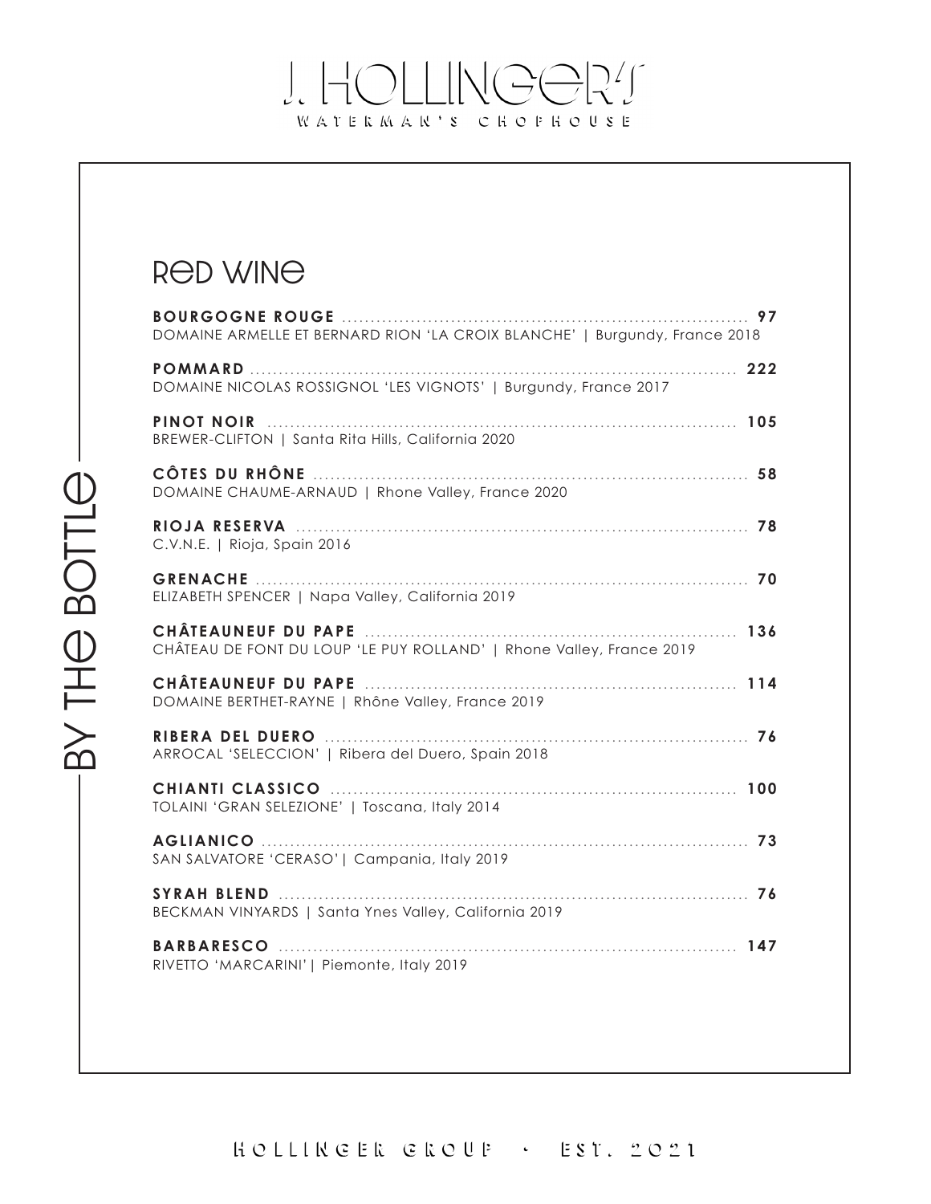# J. HOLLINGER'S

WATERMAN'S CHOPHOUSE

BY THE BOTTLE

## RED WINE

**BOURGOGNE ROUGE** ........ **97**
DOMAINE ARMELLE ET BERNARD RION 'LA CROIX BLANCHE' | Burgundy, France 2018

**POMMARD** ........ **222**
DOMAINE NICOLAS ROSSIGNOL 'LES VIGNOTS' | Burgundy, France 2017

**PINOT NOIR** ........ **105**
BREWER-CLIFTON | Santa Rita Hills, California 2020

**CÔTES DU RHÔNE** ........ **58**
DOMAINE CHAUME-ARNAUD | Rhone Valley, France 2020

**RIOJA RESERVA** ........ **78**
C.V.N.E. | Rioja, Spain 2016

**GRENACHE** ........ **70**
ELIZABETH SPENCER | Napa Valley, California 2019

**CHÂTEAUNEUF DU PAPE** ........ **136**
CHÂTEAU DE FONT DU LOUP 'LE PUY ROLLAND' | Rhone Valley, France 2019

**CHÂTEAUNEUF DU PAPE** ........ **114**
DOMAINE BERTHET-RAYNE | Rhône Valley, France 2019

**RIBERA DEL DUERO** ........ **76**
ARROCAL 'SELECCION' | Ribera del Duero, Spain 2018

**CHIANTI CLASSICO** ........ **100**
TOLAINI 'GRAN SELEZIONE' | Toscana, Italy 2014

**AGLIANICO** ........ **73**
SAN SALVATORE 'CERASO'| Campania, Italy 2019

**SYRAH BLEND** ........ **76**
BECKMAN VINYARDS | Santa Ynes Valley, California 2019

**BARBARESCO** ........ **147**
RIVETTO 'MARCARINI'| Piemonte, Italy 2019

HOLLINGER GROUP • EST. 2021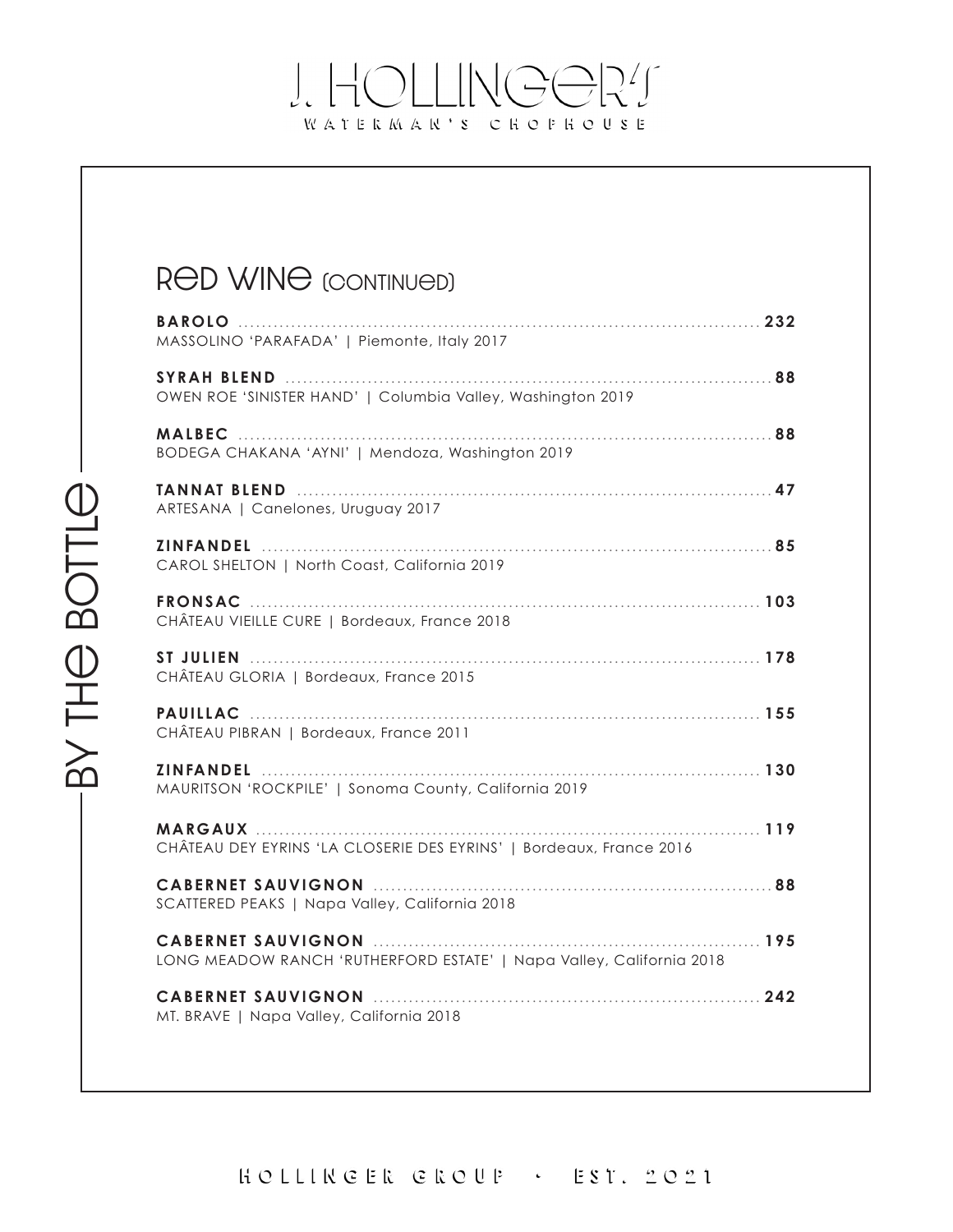# J. HOLLINGER'S

WATERMAN'S CHOPHOUSE

BY THE BOTTLE

## RED WINE (CONTINUED)

**BAROLO** ........ **232**
MASSOLINO 'PARAFADA' | Piemonte, Italy 2017

**SYRAH BLEND** ........ **88**
OWEN ROE 'SINISTER HAND' | Columbia Valley, Washington 2019

**MALBEC** ........ **88**
BODEGA CHAKANA 'AYNI' | Mendoza, Washington 2019

**TANNAT BLEND** ........ **47**
ARTESANA | Canelones, Uruguay 2017

**ZINFANDEL** ........ **85**
CAROL SHELTON | North Coast, California 2019

**FRONSAC** ........ **103**
CHÂTEAU VIEILLE CURE | Bordeaux, France 2018

**ST JULIEN** ........ **178**
CHÂTEAU GLORIA | Bordeaux, France 2015

**PAUILLAC** ........ **155**
CHÂTEAU PIBRAN | Bordeaux, France 2011

**ZINFANDEL** ........ **130**
MAURITSON 'ROCKPILE' | Sonoma County, California 2019

**MARGAUX** ........ **119**
CHÂTEAU DEY EYRINS 'LA CLOSERIE DES EYRINS' | Bordeaux, France 2016

**CABERNET SAUVIGNON** ........ **88**
SCATTERED PEAKS | Napa Valley, California 2018

**CABERNET SAUVIGNON** ........ **195**
LONG MEADOW RANCH 'RUTHERFORD ESTATE' | Napa Valley, California 2018

**CABERNET SAUVIGNON** ........ **242**
MT. BRAVE | Napa Valley, California 2018

HOLLINGER GROUP • EST. 2021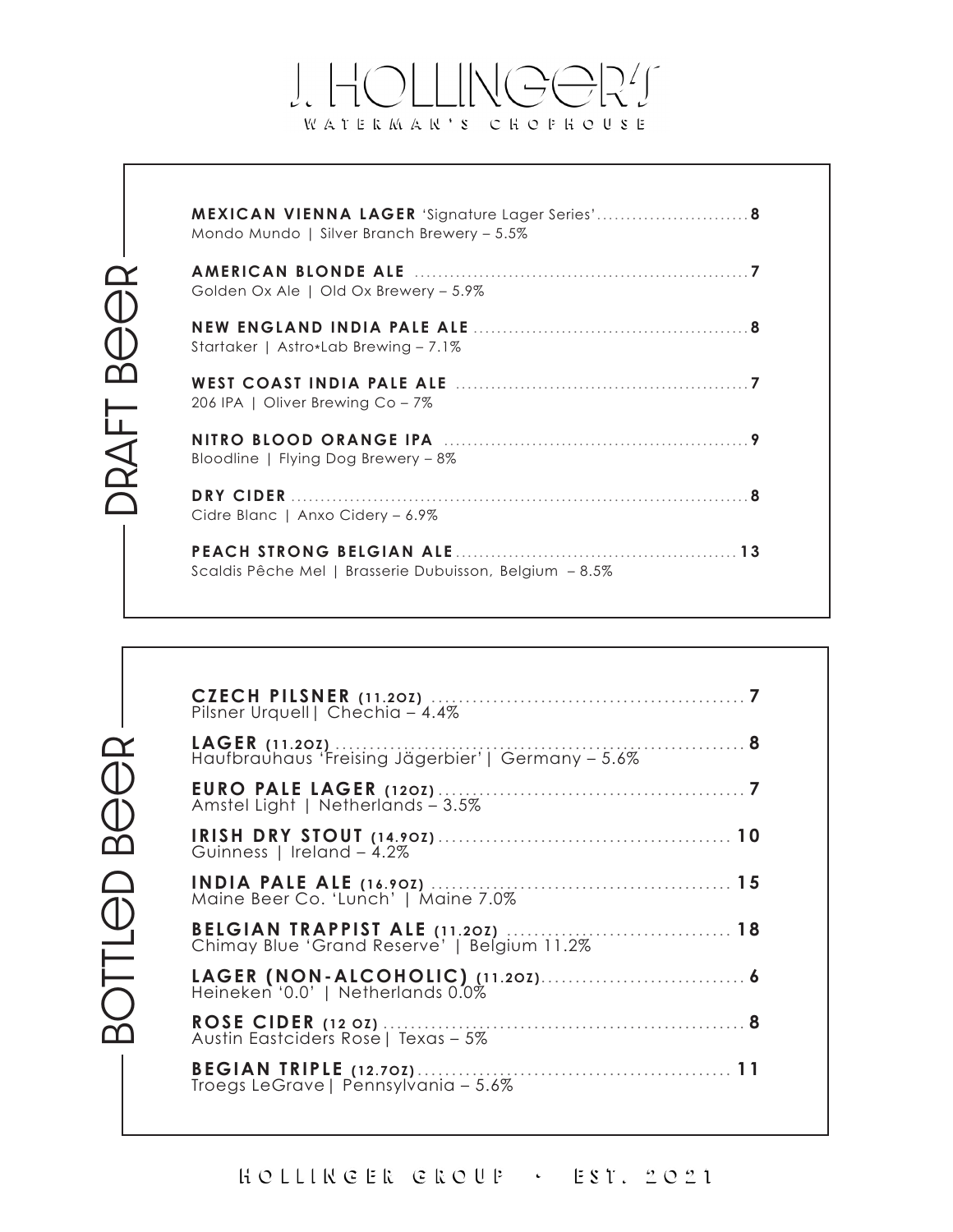# J. HOLLINGER'S

WATERMAN'S CHOPHOUSE

## DRAFT BEER

**MEXICAN VIENNA LAGER** 'Signature Lager Series' .......................... **8**
Mondo Mundo | Silver Branch Brewery – 5.5%

**AMERICAN BLONDE ALE** .......................................................... **7**
Golden Ox Ale | Old Ox Brewery – 5.9%

**NEW ENGLAND INDIA PALE ALE** ............................................... **8**
Startaker | Astro*Lab Brewing – 7.1%

**WEST COAST INDIA PALE ALE** .................................................. **7**
206 IPA | Oliver Brewing Co – 7%

**NITRO BLOOD ORANGE IPA** ....................................................... **9**
Bloodline | Flying Dog Brewery – 8%

**DRY CIDER** ............................................................................. **8**
Cidre Blanc | Anxo Cidery – 6.9%

**PEACH STRONG BELGIAN ALE** .................................................. **13**
Scaldis Pêche Mel | Brasserie Dubuisson, Belgium – 8.5%

## BOTTLED BEER

**CZECH PILSNER (11.2OZ)** .............................................. **7**
Pilsner Urquell | Chechia – 4.4%

**LAGER (11.2OZ)** .......................................................... **8**
Haufbrauhaus 'Freising Jägerbier' | Germany – 5.6%

**EURO PALE LAGER (12OZ)** .............................................. **7**
Amstel Light | Netherlands – 3.5%

**IRISH DRY STOUT (14.9OZ)** ............................................ **10**
Guinness | Ireland – 4.2%

**INDIA PALE ALE (16.9OZ)** .............................................. **15**
Maine Beer Co. 'Lunch' | Maine 7.0%

**BELGIAN TRAPPIST ALE (11.2OZ)** .................................. **18**
Chimay Blue 'Grand Reserve' | Belgium 11.2%

**LAGER (NON-ALCOHOLIC) (11.2OZ)** ................................ **6**
Heineken '0.0' | Netherlands 0.0%

**ROSE CIDER (12 OZ)** ................................................... **8**
Austin Eastciders Rose | Texas – 5%

**BEGIAN TRIPLE (12.7OZ)** .............................................. **11**
Troegs LeGrave | Pennsylvania – 5.6%

HOLLINGER GROUP • EST. 2021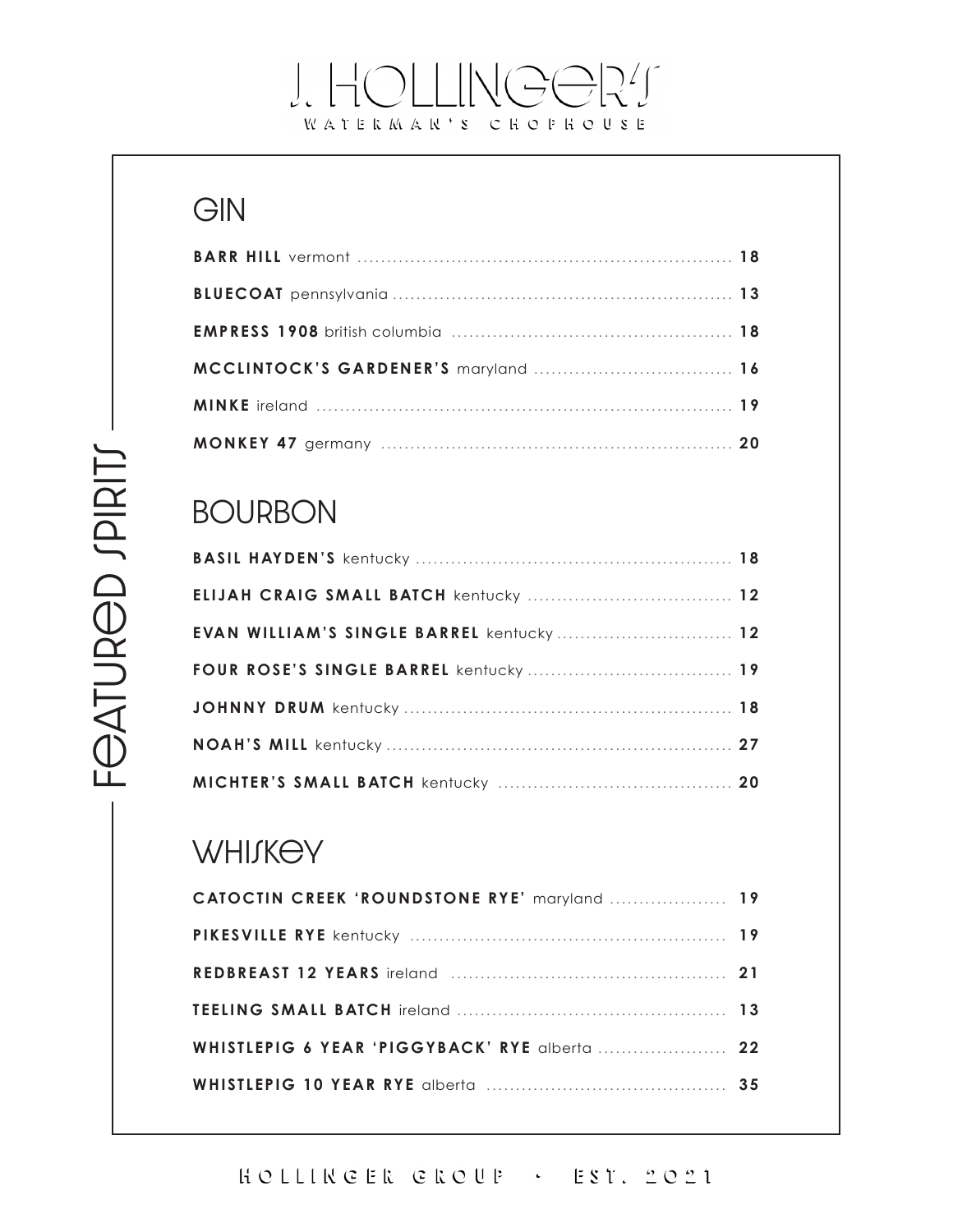# J. HOLLINGER'S

WATERMAN'S CHOPHOUSE

## FEATURED SPIRITS

### GIN

**BARR HILL** vermont ........ 18

**BLUECOAT** pennsylvania ........ 13

**EMPRESS 1908** british columbia ........ 18

**MCCLINTOCK'S GARDENER'S** maryland ........ 16

**MINKE** ireland ........ 19

**MONKEY 47** germany ........ 20

### BOURBON

**BASIL HAYDEN'S** kentucky ........ 18

**ELIJAH CRAIG SMALL BATCH** kentucky ........ 12

**EVAN WILLIAM'S SINGLE BARREL** kentucky ........ 12

**FOUR ROSE'S SINGLE BARREL** kentucky ........ 19

**JOHNNY DRUM** kentucky ........ 18

**NOAH'S MILL** kentucky ........ 27

**MICHTER'S SMALL BATCH** kentucky ........ 20

### WHISKEY

**CATOCTIN CREEK 'ROUNDSTONE RYE'** maryland ........ 19

**PIKESVILLE RYE** kentucky ........ 19

**REDBREAST 12 YEARS** ireland ........ 21

**TEELING SMALL BATCH** ireland ........ 13

**WHISTLEPIG 6 YEAR 'PIGGYBACK' RYE** alberta ........ 22

**WHISTLEPIG 10 YEAR RYE** alberta ........ 35

HOLLINGER GROUP • EST. 2021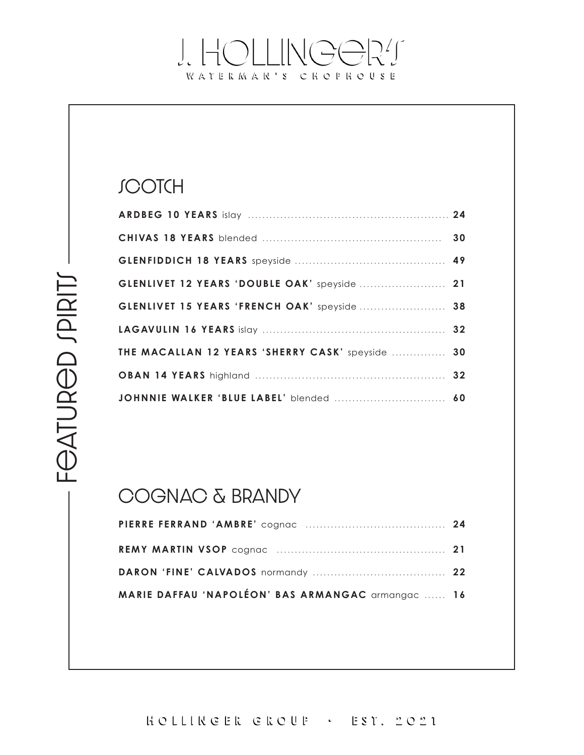# J. HOLLINGER'S

WATERMAN'S CHOPHOUSE

FEATURED SPIRITS

## SCOTCH

**ARDBEG 10 YEARS** islay ........ 24

**CHIVAS 18 YEARS** blended ........ 30

**GLENFIDDICH 18 YEARS** speyside ........ 49

**GLENLIVET 12 YEARS 'DOUBLE OAK'** speyside ........ 21

**GLENLIVET 15 YEARS 'FRENCH OAK'** speyside ........ 38

**LAGAVULIN 16 YEARS** islay ........ 32

**THE MACALLAN 12 YEARS 'SHERRY CASK'** speyside ........ 30

**OBAN 14 YEARS** highland ........ 32

**JOHNNIE WALKER 'BLUE LABEL'** blended ........ 60

## COGNAC & BRANDY

**PIERRE FERRAND 'AMBRE'** cognac ........ 24

**REMY MARTIN VSOP** cognac ........ 21

**DARON 'FINE' CALVADOS** normandy ........ 22

**MARIE DAFFAU 'NAPOLÉON' BAS ARMANGAC** armangac ...... 16

HOLLINGER GROUP • EST. 2021